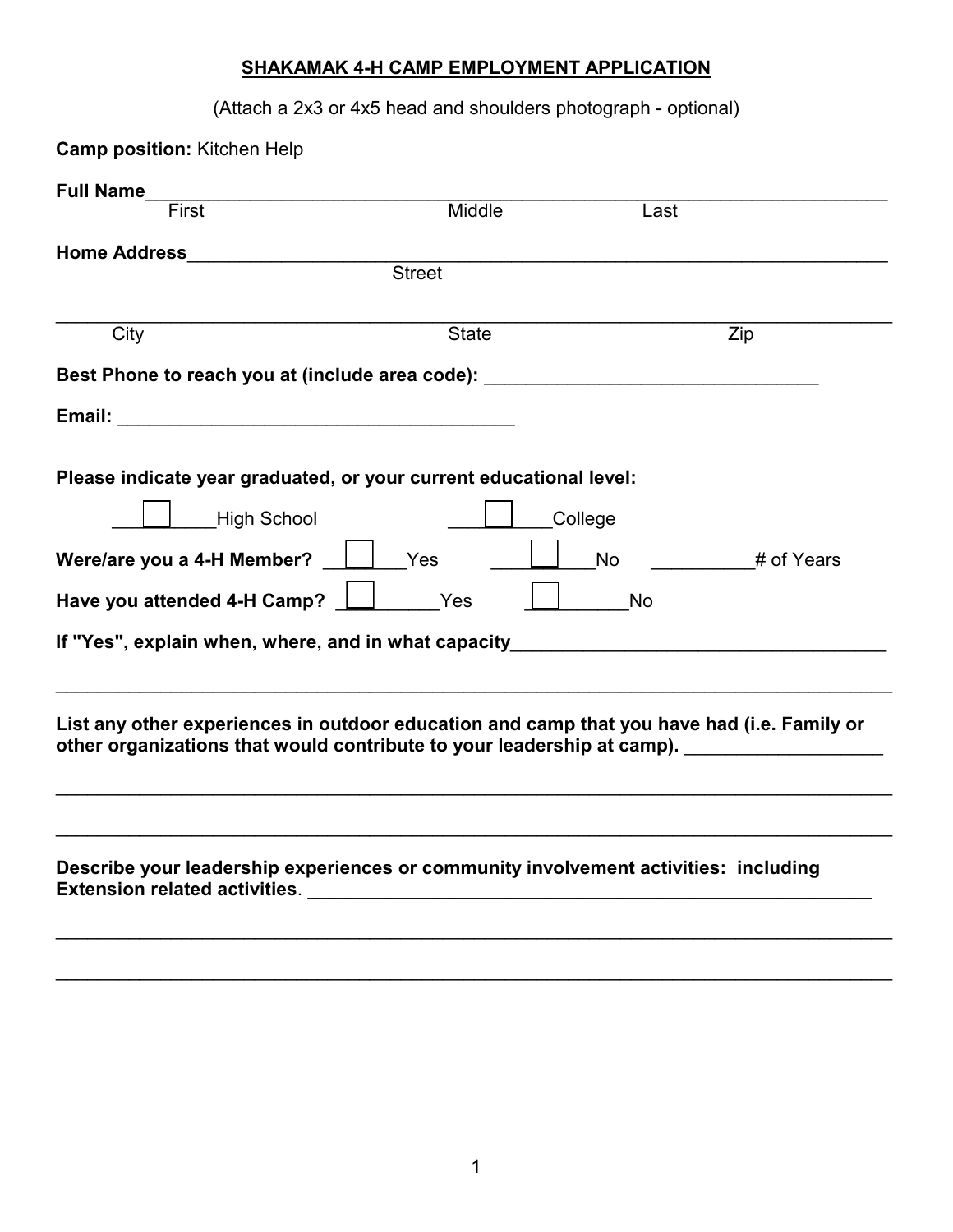**SHAKAMAK 4-H CAMP EMPLOYMENT APPLICATION**

(Attach a 2x3 or 4x5 head and shoulders photograph - optional)

**Camp position:** Kitchen Help

**Full Name**\_\_\_\_\_\_\_\_\_\_\_\_\_\_\_\_\_\_\_\_\_\_\_\_\_\_\_\_\_\_\_\_\_\_\_\_\_\_\_\_\_\_\_\_\_\_\_\_\_\_\_\_\_\_\_\_\_\_\_\_\_\_\_\_\_\_\_\_

First Middle Last

**Home Address**\_\_\_\_\_\_\_\_\_\_\_\_\_\_\_\_\_\_\_\_\_\_\_\_\_\_\_\_\_\_\_\_\_\_\_\_\_\_\_\_\_\_\_\_\_\_\_\_\_\_\_\_\_\_\_\_\_\_\_\_\_\_\_\_

Street

\_\_\_\_\_\_\_\_\_\_\_\_\_\_\_\_\_\_\_\_\_\_\_\_\_\_\_\_\_\_\_\_\_\_\_\_\_\_\_\_\_\_\_\_\_\_\_\_\_\_\_\_\_\_\_\_\_\_\_\_\_\_\_\_\_\_\_\_\_\_\_\_\_\_\_\_\_\_

City State Zip

**Best Phone to reach you at (include area code):** \_\_\_\_\_\_\_\_\_\_\_\_\_\_\_\_\_\_\_\_\_\_\_\_\_\_\_\_\_\_\_\_\_

**Email:** \_\_\_\_\_\_\_\_\_\_\_\_\_\_\_\_\_\_\_\_\_\_\_\_\_\_\_\_\_\_\_\_\_\_\_\_\_\_\_

**Please indicate year graduated, or your current educational level:**

☐ High School ☐ College

**Were/are you a 4-H Member?** ☐ Yes ☐ No \_\_\_\_\_\_\_\_\_\_# of Years

**Have you attended 4-H Camp?** ☐ Yes ☐ No

**If "Yes", explain when, where, and in what capacity**\_\_\_\_\_\_\_\_\_\_\_\_\_\_\_\_\_\_\_\_\_\_\_\_\_\_\_\_\_\_\_\_\_\_\_\_\_

\_\_\_\_\_\_\_\_\_\_\_\_\_\_\_\_\_\_\_\_\_\_\_\_\_\_\_\_\_\_\_\_\_\_\_\_\_\_\_\_\_\_\_\_\_\_\_\_\_\_\_\_\_\_\_\_\_\_\_\_\_\_\_\_\_\_\_\_\_\_\_\_\_\_\_\_\_\_

**List any other experiences in outdoor education and camp that you have had (i.e. Family or other organizations that would contribute to your leadership at camp).** \_\_\_\_\_\_\_\_\_\_\_\_\_\_\_\_\_\_\_

\_\_\_\_\_\_\_\_\_\_\_\_\_\_\_\_\_\_\_\_\_\_\_\_\_\_\_\_\_\_\_\_\_\_\_\_\_\_\_\_\_\_\_\_\_\_\_\_\_\_\_\_\_\_\_\_\_\_\_\_\_\_\_\_\_\_\_\_\_\_\_\_\_\_\_\_\_\_

\_\_\_\_\_\_\_\_\_\_\_\_\_\_\_\_\_\_\_\_\_\_\_\_\_\_\_\_\_\_\_\_\_\_\_\_\_\_\_\_\_\_\_\_\_\_\_\_\_\_\_\_\_\_\_\_\_\_\_\_\_\_\_\_\_\_\_\_\_\_\_\_\_\_\_\_\_\_

**Describe your leadership experiences or community involvement activities: including Extension related activities**. \_\_\_\_\_\_\_\_\_\_\_\_\_\_\_\_\_\_\_\_\_\_\_\_\_\_\_\_\_\_\_\_\_\_\_\_\_\_\_\_\_\_\_\_\_\_\_\_\_\_\_\_\_\_\_

\_\_\_\_\_\_\_\_\_\_\_\_\_\_\_\_\_\_\_\_\_\_\_\_\_\_\_\_\_\_\_\_\_\_\_\_\_\_\_\_\_\_\_\_\_\_\_\_\_\_\_\_\_\_\_\_\_\_\_\_\_\_\_\_\_\_\_\_\_\_\_\_\_\_\_\_\_\_

\_\_\_\_\_\_\_\_\_\_\_\_\_\_\_\_\_\_\_\_\_\_\_\_\_\_\_\_\_\_\_\_\_\_\_\_\_\_\_\_\_\_\_\_\_\_\_\_\_\_\_\_\_\_\_\_\_\_\_\_\_\_\_\_\_\_\_\_\_\_\_\_\_\_\_\_\_\_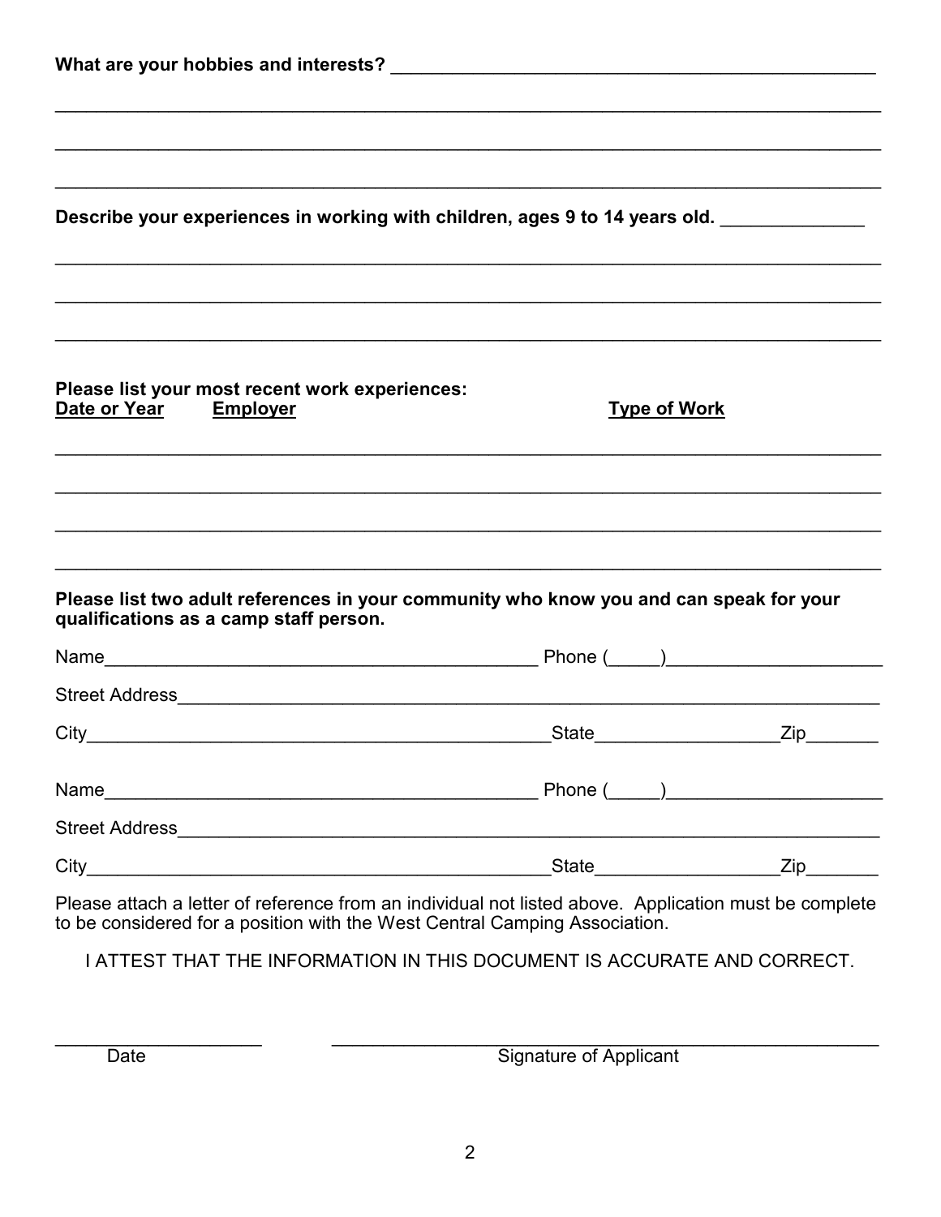**What are your hobbies and interests?** \_\_\_\_\_\_\_\_\_\_\_\_\_\_\_\_\_\_\_\_\_\_\_\_\_\_\_\_\_\_\_\_\_\_\_\_\_\_\_\_\_\_\_\_\_\_\_\_

\_\_\_\_\_\_\_\_\_\_\_\_\_\_\_\_\_\_\_\_\_\_\_\_\_\_\_\_\_\_\_\_\_\_\_\_\_\_\_\_\_\_\_\_\_\_\_\_\_\_\_\_\_\_\_\_\_\_\_\_\_\_\_\_\_\_\_\_\_\_\_\_\_\_\_\_\_\_\_\_

\_\_\_\_\_\_\_\_\_\_\_\_\_\_\_\_\_\_\_\_\_\_\_\_\_\_\_\_\_\_\_\_\_\_\_\_\_\_\_\_\_\_\_\_\_\_\_\_\_\_\_\_\_\_\_\_\_\_\_\_\_\_\_\_\_\_\_\_\_\_\_\_\_\_\_\_\_\_\_\_

\_\_\_\_\_\_\_\_\_\_\_\_\_\_\_\_\_\_\_\_\_\_\_\_\_\_\_\_\_\_\_\_\_\_\_\_\_\_\_\_\_\_\_\_\_\_\_\_\_\_\_\_\_\_\_\_\_\_\_\_\_\_\_\_\_\_\_\_\_\_\_\_\_\_\_\_\_\_\_\_

**Describe your experiences in working with children, ages 9 to 14 years old.** \_\_\_\_\_\_\_\_\_\_\_\_\_\_

\_\_\_\_\_\_\_\_\_\_\_\_\_\_\_\_\_\_\_\_\_\_\_\_\_\_\_\_\_\_\_\_\_\_\_\_\_\_\_\_\_\_\_\_\_\_\_\_\_\_\_\_\_\_\_\_\_\_\_\_\_\_\_\_\_\_\_\_\_\_\_\_\_\_\_\_\_\_\_\_

\_\_\_\_\_\_\_\_\_\_\_\_\_\_\_\_\_\_\_\_\_\_\_\_\_\_\_\_\_\_\_\_\_\_\_\_\_\_\_\_\_\_\_\_\_\_\_\_\_\_\_\_\_\_\_\_\_\_\_\_\_\_\_\_\_\_\_\_\_\_\_\_\_\_\_\_\_\_\_\_

\_\_\_\_\_\_\_\_\_\_\_\_\_\_\_\_\_\_\_\_\_\_\_\_\_\_\_\_\_\_\_\_\_\_\_\_\_\_\_\_\_\_\_\_\_\_\_\_\_\_\_\_\_\_\_\_\_\_\_\_\_\_\_\_\_\_\_\_\_\_\_\_\_\_\_\_\_\_\_\_

**Please list your most recent work experiences:**

| Date or Year | Employer | Type of Work |
|---|---|---|
| | | |
| | | |
| | | |
| | | |

**Please list two adult references in your community who know you and can speak for your qualifications as a camp staff person.**

Name\_\_\_\_\_\_\_\_\_\_\_\_\_\_\_\_\_\_\_\_\_\_\_\_\_\_\_\_\_\_\_\_\_\_\_\_\_\_\_\_\_\_ Phone (\_\_\_\_\_)\_\_\_\_\_\_\_\_\_\_\_\_\_\_\_\_\_\_\_\_\_

Street Address\_\_\_\_\_\_\_\_\_\_\_\_\_\_\_\_\_\_\_\_\_\_\_\_\_\_\_\_\_\_\_\_\_\_\_\_\_\_\_\_\_\_\_\_\_\_\_\_\_\_\_\_\_\_\_\_\_\_\_\_\_\_\_\_\_\_\_

City\_\_\_\_\_\_\_\_\_\_\_\_\_\_\_\_\_\_\_\_\_\_\_\_\_\_\_\_\_\_\_\_\_\_\_\_\_\_\_\_\_\_\_\_\_\_\_State\_\_\_\_\_\_\_\_\_\_\_\_\_\_\_\_\_\_Zip\_\_\_\_\_\_\_

Name\_\_\_\_\_\_\_\_\_\_\_\_\_\_\_\_\_\_\_\_\_\_\_\_\_\_\_\_\_\_\_\_\_\_\_\_\_\_\_\_\_\_ Phone (\_\_\_\_\_)\_\_\_\_\_\_\_\_\_\_\_\_\_\_\_\_\_\_\_\_\_

Street Address\_\_\_\_\_\_\_\_\_\_\_\_\_\_\_\_\_\_\_\_\_\_\_\_\_\_\_\_\_\_\_\_\_\_\_\_\_\_\_\_\_\_\_\_\_\_\_\_\_\_\_\_\_\_\_\_\_\_\_\_\_\_\_\_\_\_\_

City\_\_\_\_\_\_\_\_\_\_\_\_\_\_\_\_\_\_\_\_\_\_\_\_\_\_\_\_\_\_\_\_\_\_\_\_\_\_\_\_\_\_\_\_\_\_\_State\_\_\_\_\_\_\_\_\_\_\_\_\_\_\_\_\_\_Zip\_\_\_\_\_\_\_

Please attach a letter of reference from an individual not listed above. Application must be complete to be considered for a position with the West Central Camping Association.

I ATTEST THAT THE INFORMATION IN THIS DOCUMENT IS ACCURATE AND CORRECT.

\_\_\_\_\_\_\_\_\_\_\_\_\_\_\_\_\_\_\_\_ &nbsp;&nbsp;&nbsp;&nbsp; \_\_\_\_\_\_\_\_\_\_\_\_\_\_\_\_\_\_\_\_\_\_\_\_\_\_\_\_\_\_\_\_\_\_\_\_\_\_\_\_\_\_\_\_\_\_\_\_\_\_

Date &nbsp;&nbsp;&nbsp;&nbsp; Signature of Applicant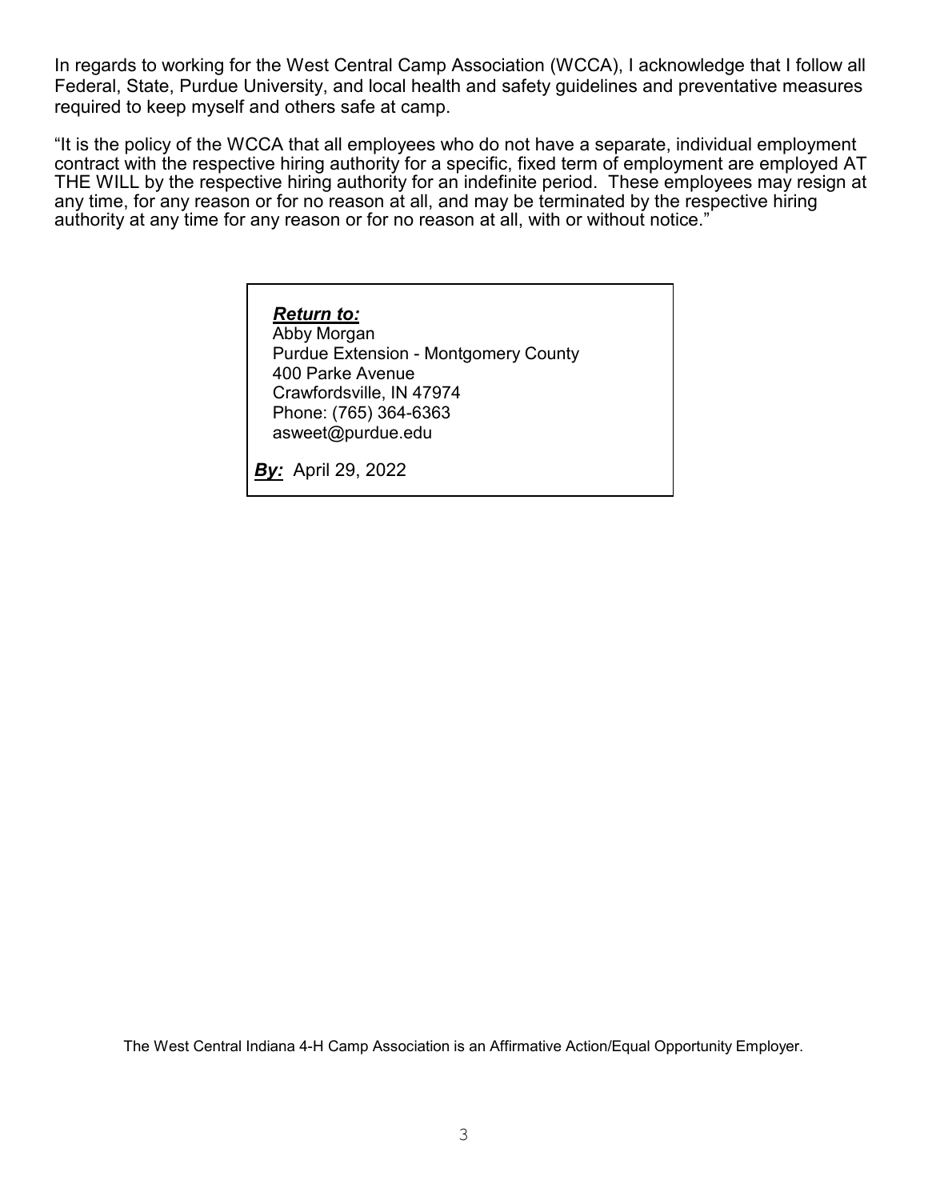In regards to working for the West Central Camp Association (WCCA), I acknowledge that I follow all Federal, State, Purdue University, and local health and safety guidelines and preventative measures required to keep myself and others safe at camp.

"It is the policy of the WCCA that all employees who do not have a separate, individual employment contract with the respective hiring authority for a specific, fixed term of employment are employed AT THE WILL by the respective hiring authority for an indefinite period. These employees may resign at any time, for any reason or for no reason at all, and may be terminated by the respective hiring authority at any time for any reason or for no reason at all, with or without notice."

***Return to:***
Abby Morgan
Purdue Extension - Montgomery County
400 Parke Avenue
Crawfordsville, IN 47974
Phone: (765) 364-6363
asweet@purdue.edu

***By:*** April 29, 2022

The West Central Indiana 4-H Camp Association is an Affirmative Action/Equal Opportunity Employer.